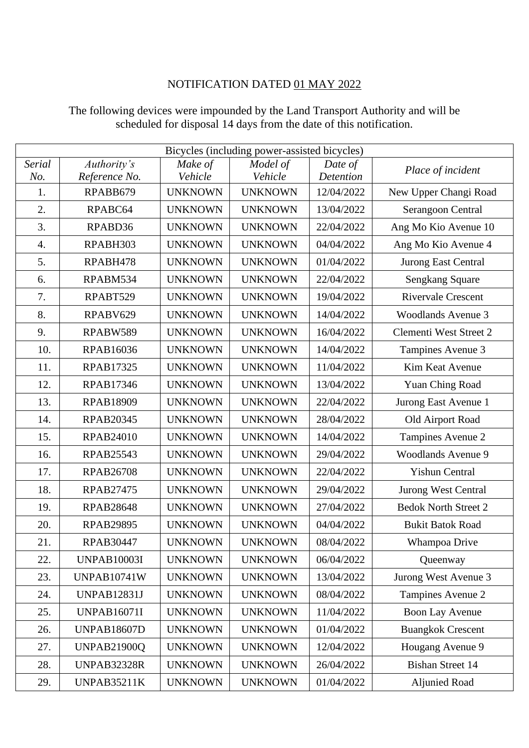NOTIFICATION DATED <u>01 MAY 2022</u>

The following devices were impounded by the Land Transport Authority and will be scheduled for disposal 14 days from the date of this notification.

| Bicycles (including power-assisted bicycles) | | | | | |
|---|---|---|---|---|---|
| *Serial No.* | *Authority's Reference No.* | *Make of Vehicle* | *Model of Vehicle* | *Date of Detention* | *Place of incident* |
| 1. | RPABB679 | UNKNOWN | UNKNOWN | 12/04/2022 | New Upper Changi Road |
| 2. | RPABC64 | UNKNOWN | UNKNOWN | 13/04/2022 | Serangoon Central |
| 3. | RPABD36 | UNKNOWN | UNKNOWN | 22/04/2022 | Ang Mo Kio Avenue 10 |
| 4. | RPABH303 | UNKNOWN | UNKNOWN | 04/04/2022 | Ang Mo Kio Avenue 4 |
| 5. | RPABH478 | UNKNOWN | UNKNOWN | 01/04/2022 | Jurong East Central |
| 6. | RPABM534 | UNKNOWN | UNKNOWN | 22/04/2022 | Sengkang Square |
| 7. | RPABT529 | UNKNOWN | UNKNOWN | 19/04/2022 | Rivervale Crescent |
| 8. | RPABV629 | UNKNOWN | UNKNOWN | 14/04/2022 | Woodlands Avenue 3 |
| 9. | RPABW589 | UNKNOWN | UNKNOWN | 16/04/2022 | Clementi West Street 2 |
| 10. | RPAB16036 | UNKNOWN | UNKNOWN | 14/04/2022 | Tampines Avenue 3 |
| 11. | RPAB17325 | UNKNOWN | UNKNOWN | 11/04/2022 | Kim Keat Avenue |
| 12. | RPAB17346 | UNKNOWN | UNKNOWN | 13/04/2022 | Yuan Ching Road |
| 13. | RPAB18909 | UNKNOWN | UNKNOWN | 22/04/2022 | Jurong East Avenue 1 |
| 14. | RPAB20345 | UNKNOWN | UNKNOWN | 28/04/2022 | Old Airport Road |
| 15. | RPAB24010 | UNKNOWN | UNKNOWN | 14/04/2022 | Tampines Avenue 2 |
| 16. | RPAB25543 | UNKNOWN | UNKNOWN | 29/04/2022 | Woodlands Avenue 9 |
| 17. | RPAB26708 | UNKNOWN | UNKNOWN | 22/04/2022 | Yishun Central |
| 18. | RPAB27475 | UNKNOWN | UNKNOWN | 29/04/2022 | Jurong West Central |
| 19. | RPAB28648 | UNKNOWN | UNKNOWN | 27/04/2022 | Bedok North Street 2 |
| 20. | RPAB29895 | UNKNOWN | UNKNOWN | 04/04/2022 | Bukit Batok Road |
| 21. | RPAB30447 | UNKNOWN | UNKNOWN | 08/04/2022 | Whampoa Drive |
| 22. | UNPAB10003I | UNKNOWN | UNKNOWN | 06/04/2022 | Queenway |
| 23. | UNPAB10741W | UNKNOWN | UNKNOWN | 13/04/2022 | Jurong West Avenue 3 |
| 24. | UNPAB12831J | UNKNOWN | UNKNOWN | 08/04/2022 | Tampines Avenue 2 |
| 25. | UNPAB16071I | UNKNOWN | UNKNOWN | 11/04/2022 | Boon Lay Avenue |
| 26. | UNPAB18607D | UNKNOWN | UNKNOWN | 01/04/2022 | Buangkok Crescent |
| 27. | UNPAB21900Q | UNKNOWN | UNKNOWN | 12/04/2022 | Hougang Avenue 9 |
| 28. | UNPAB32328R | UNKNOWN | UNKNOWN | 26/04/2022 | Bishan Street 14 |
| 29. | UNPAB35211K | UNKNOWN | UNKNOWN | 01/04/2022 | Aljunied Road |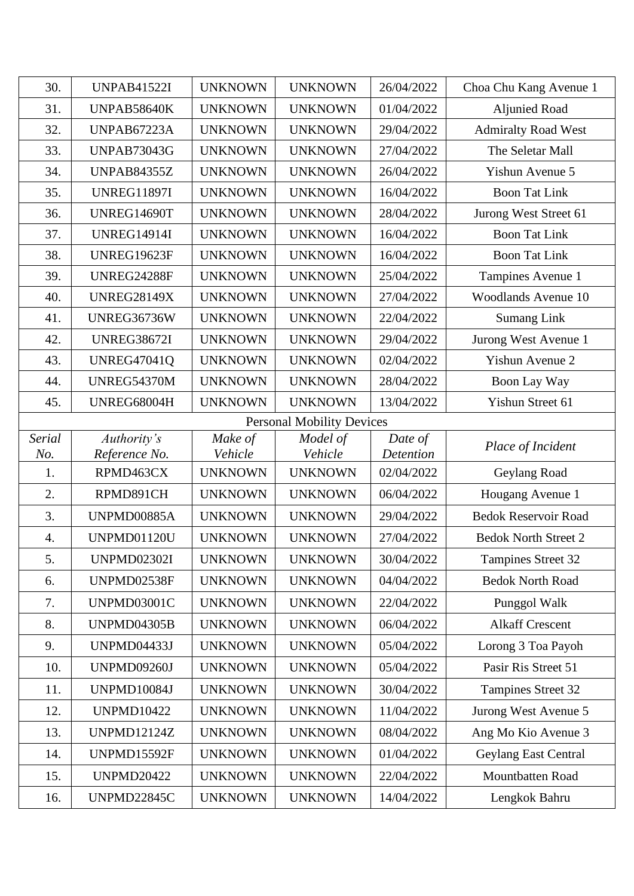| 30. | UNPAB41522I | UNKNOWN | UNKNOWN | 26/04/2022 | Choa Chu Kang Avenue 1 |
|---|---|---|---|---|---|
| 31. | UNPAB58640K | UNKNOWN | UNKNOWN | 01/04/2022 | Aljunied Road |
| 32. | UNPAB67223A | UNKNOWN | UNKNOWN | 29/04/2022 | Admiralty Road West |
| 33. | UNPAB73043G | UNKNOWN | UNKNOWN | 27/04/2022 | The Seletar Mall |
| 34. | UNPAB84355Z | UNKNOWN | UNKNOWN | 26/04/2022 | Yishun Avenue 5 |
| 35. | UNREG11897I | UNKNOWN | UNKNOWN | 16/04/2022 | Boon Tat Link |
| 36. | UNREG14690T | UNKNOWN | UNKNOWN | 28/04/2022 | Jurong West Street 61 |
| 37. | UNREG14914I | UNKNOWN | UNKNOWN | 16/04/2022 | Boon Tat Link |
| 38. | UNREG19623F | UNKNOWN | UNKNOWN | 16/04/2022 | Boon Tat Link |
| 39. | UNREG24288F | UNKNOWN | UNKNOWN | 25/04/2022 | Tampines Avenue 1 |
| 40. | UNREG28149X | UNKNOWN | UNKNOWN | 27/04/2022 | Woodlands Avenue 10 |
| 41. | UNREG36736W | UNKNOWN | UNKNOWN | 22/04/2022 | Sumang Link |
| 42. | UNREG38672I | UNKNOWN | UNKNOWN | 29/04/2022 | Jurong West Avenue 1 |
| 43. | UNREG47041Q | UNKNOWN | UNKNOWN | 02/04/2022 | Yishun Avenue 2 |
| 44. | UNREG54370M | UNKNOWN | UNKNOWN | 28/04/2022 | Boon Lay Way |
| 45. | UNREG68004H | UNKNOWN | UNKNOWN | 13/04/2022 | Yishun Street 61 |

Personal Mobility Devices

| *Serial No.* | *Authority's Reference No.* | *Make of Vehicle* | *Model of Vehicle* | *Date of Detention* | *Place of Incident* |
|---|---|---|---|---|---|
| 1. | RPMD463CX | UNKNOWN | UNKNOWN | 02/04/2022 | Geylang Road |
| 2. | RPMD891CH | UNKNOWN | UNKNOWN | 06/04/2022 | Hougang Avenue 1 |
| 3. | UNPMD00885A | UNKNOWN | UNKNOWN | 29/04/2022 | Bedok Reservoir Road |
| 4. | UNPMD01120U | UNKNOWN | UNKNOWN | 27/04/2022 | Bedok North Street 2 |
| 5. | UNPMD02302I | UNKNOWN | UNKNOWN | 30/04/2022 | Tampines Street 32 |
| 6. | UNPMD02538F | UNKNOWN | UNKNOWN | 04/04/2022 | Bedok North Road |
| 7. | UNPMD03001C | UNKNOWN | UNKNOWN | 22/04/2022 | Punggol Walk |
| 8. | UNPMD04305B | UNKNOWN | UNKNOWN | 06/04/2022 | Alkaff Crescent |
| 9. | UNPMD04433J | UNKNOWN | UNKNOWN | 05/04/2022 | Lorong 3 Toa Payoh |
| 10. | UNPMD09260J | UNKNOWN | UNKNOWN | 05/04/2022 | Pasir Ris Street 51 |
| 11. | UNPMD10084J | UNKNOWN | UNKNOWN | 30/04/2022 | Tampines Street 32 |
| 12. | UNPMD10422 | UNKNOWN | UNKNOWN | 11/04/2022 | Jurong West Avenue 5 |
| 13. | UNPMD12124Z | UNKNOWN | UNKNOWN | 08/04/2022 | Ang Mo Kio Avenue 3 |
| 14. | UNPMD15592F | UNKNOWN | UNKNOWN | 01/04/2022 | Geylang East Central |
| 15. | UNPMD20422 | UNKNOWN | UNKNOWN | 22/04/2022 | Mountbatten Road |
| 16. | UNPMD22845C | UNKNOWN | UNKNOWN | 14/04/2022 | Lengkok Bahru |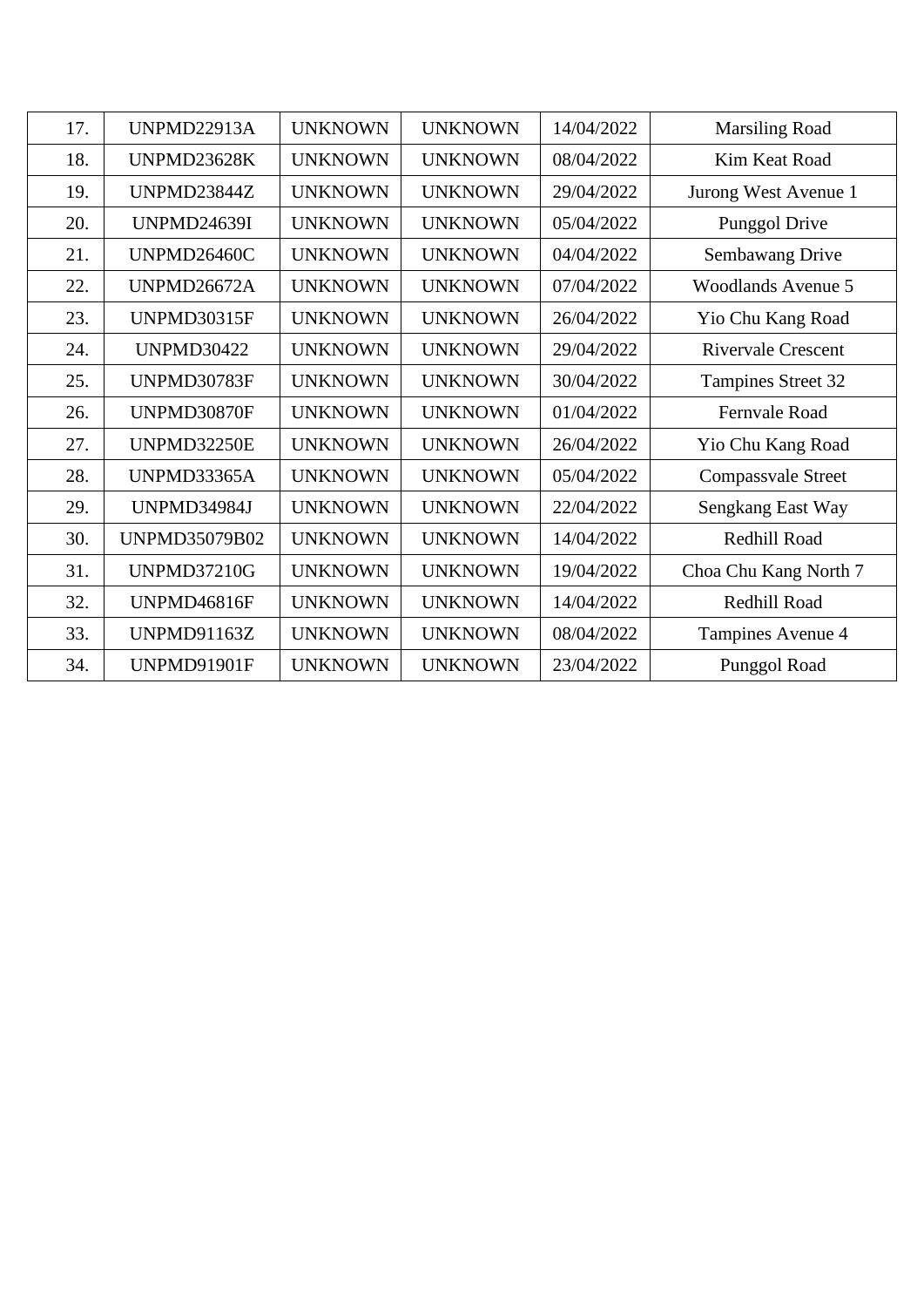| | | | | | |
|---|---|---|---|---|---|
| 17. | UNPMD22913A | UNKNOWN | UNKNOWN | 14/04/2022 | Marsiling Road |
| 18. | UNPMD23628K | UNKNOWN | UNKNOWN | 08/04/2022 | Kim Keat Road |
| 19. | UNPMD23844Z | UNKNOWN | UNKNOWN | 29/04/2022 | Jurong West Avenue 1 |
| 20. | UNPMD24639I | UNKNOWN | UNKNOWN | 05/04/2022 | Punggol Drive |
| 21. | UNPMD26460C | UNKNOWN | UNKNOWN | 04/04/2022 | Sembawang Drive |
| 22. | UNPMD26672A | UNKNOWN | UNKNOWN | 07/04/2022 | Woodlands Avenue 5 |
| 23. | UNPMD30315F | UNKNOWN | UNKNOWN | 26/04/2022 | Yio Chu Kang Road |
| 24. | UNPMD30422 | UNKNOWN | UNKNOWN | 29/04/2022 | Rivervale Crescent |
| 25. | UNPMD30783F | UNKNOWN | UNKNOWN | 30/04/2022 | Tampines Street 32 |
| 26. | UNPMD30870F | UNKNOWN | UNKNOWN | 01/04/2022 | Fernvale Road |
| 27. | UNPMD32250E | UNKNOWN | UNKNOWN | 26/04/2022 | Yio Chu Kang Road |
| 28. | UNPMD33365A | UNKNOWN | UNKNOWN | 05/04/2022 | Compassvale Street |
| 29. | UNPMD34984J | UNKNOWN | UNKNOWN | 22/04/2022 | Sengkang East Way |
| 30. | UNPMD35079B02 | UNKNOWN | UNKNOWN | 14/04/2022 | Redhill Road |
| 31. | UNPMD37210G | UNKNOWN | UNKNOWN | 19/04/2022 | Choa Chu Kang North 7 |
| 32. | UNPMD46816F | UNKNOWN | UNKNOWN | 14/04/2022 | Redhill Road |
| 33. | UNPMD91163Z | UNKNOWN | UNKNOWN | 08/04/2022 | Tampines Avenue 4 |
| 34. | UNPMD91901F | UNKNOWN | UNKNOWN | 23/04/2022 | Punggol Road |